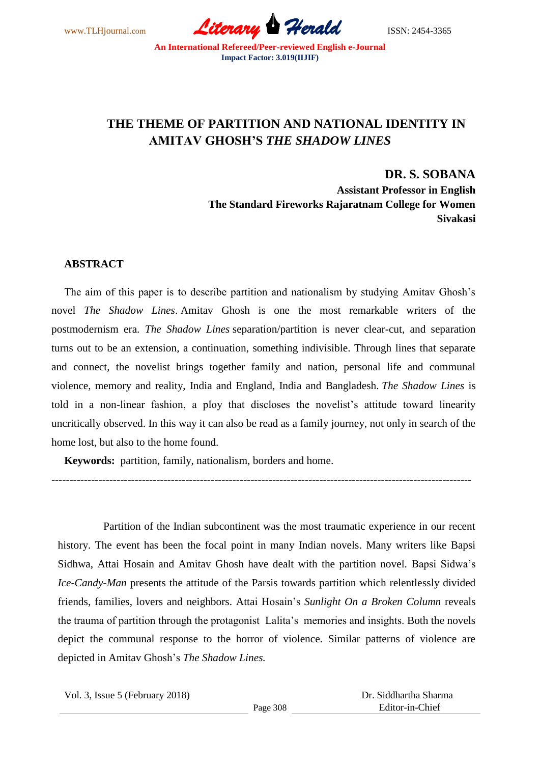# THE THEME OF PARTITION AND NATIONAL IDENTITY IN AMITAV GHOSH'S *THE SHADOW LINES*

**DR. S. SOBANA**
**Assistant Professor in English**
**The Standard Fireworks Rajaratnam College for Women**
**Sivakasi**

## ABSTRACT

The aim of this paper is to describe partition and nationalism by studying Amitav Ghosh's novel *The Shadow Lines*. Amitav Ghosh is one the most remarkable writers of the postmodernism era. *The Shadow Lines* separation/partition is never clear-cut, and separation turns out to be an extension, a continuation, something indivisible. Through lines that separate and connect, the novelist brings together family and nation, personal life and communal violence, memory and reality, India and England, India and Bangladesh. *The Shadow Lines* is told in a non-linear fashion, a ploy that discloses the novelist's attitude toward linearity uncritically observed. In this way it can also be read as a family journey, not only in search of the home lost, but also to the home found.

**Keywords:** partition, family, nationalism, borders and home.

---

Partition of the Indian subcontinent was the most traumatic experience in our recent history. The event has been the focal point in many Indian novels. Many writers like Bapsi Sidhwa, Attai Hosain and Amitav Ghosh have dealt with the partition novel. Bapsi Sidwa's *Ice-Candy-Man* presents the attitude of the Parsis towards partition which relentlessly divided friends, families, lovers and neighbors. Attai Hosain's *Sunlight On a Broken Column* reveals the trauma of partition through the protagonist Lalita's memories and insights. Both the novels depict the communal response to the horror of violence. Similar patterns of violence are depicted in Amitav Ghosh's *The Shadow Lines.*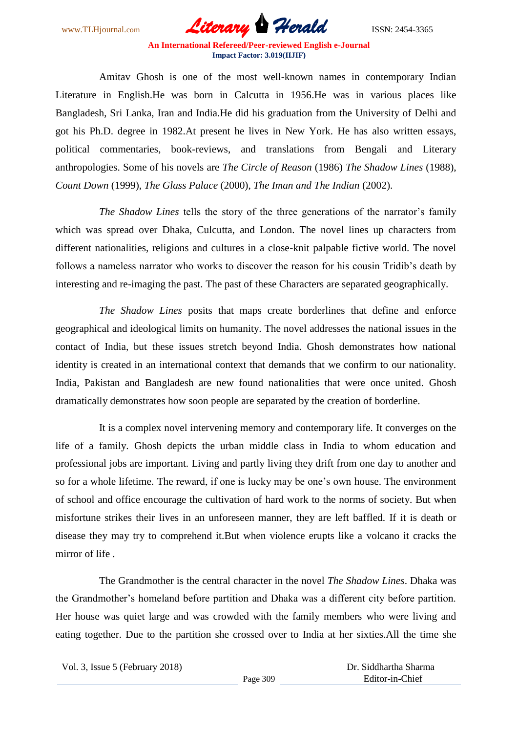Amitav Ghosh is one of the most well-known names in contemporary Indian Literature in English.He was born in Calcutta in 1956.He was in various places like Bangladesh, Sri Lanka, Iran and India.He did his graduation from the University of Delhi and got his Ph.D. degree in 1982.At present he lives in New York. He has also written essays, political commentaries, book-reviews, and translations from Bengali and Literary anthropologies. Some of his novels are *The Circle of Reason* (1986) *The Shadow Lines* (1988), *Count Down* (1999), *The Glass Palace* (2000), *The Iman and The Indian* (2002).

*The Shadow Lines* tells the story of the three generations of the narrator's family which was spread over Dhaka, Culcutta, and London. The novel lines up characters from different nationalities, religions and cultures in a close-knit palpable fictive world. The novel follows a nameless narrator who works to discover the reason for his cousin Tridib's death by interesting and re-imaging the past. The past of these Characters are separated geographically.

*The Shadow Lines* posits that maps create borderlines that define and enforce geographical and ideological limits on humanity. The novel addresses the national issues in the contact of India, but these issues stretch beyond India. Ghosh demonstrates how national identity is created in an international context that demands that we confirm to our nationality. India, Pakistan and Bangladesh are new found nationalities that were once united. Ghosh dramatically demonstrates how soon people are separated by the creation of borderline.

It is a complex novel intervening memory and contemporary life. It converges on the life of a family. Ghosh depicts the urban middle class in India to whom education and professional jobs are important. Living and partly living they drift from one day to another and so for a whole lifetime. The reward, if one is lucky may be one's own house. The environment of school and office encourage the cultivation of hard work to the norms of society. But when misfortune strikes their lives in an unforeseen manner, they are left baffled. If it is death or disease they may try to comprehend it.But when violence erupts like a volcano it cracks the mirror of life .

The Grandmother is the central character in the novel *The Shadow Lines*. Dhaka was the Grandmother's homeland before partition and Dhaka was a different city before partition. Her house was quiet large and was crowded with the family members who were living and eating together. Due to the partition she crossed over to India at her sixties.All the time she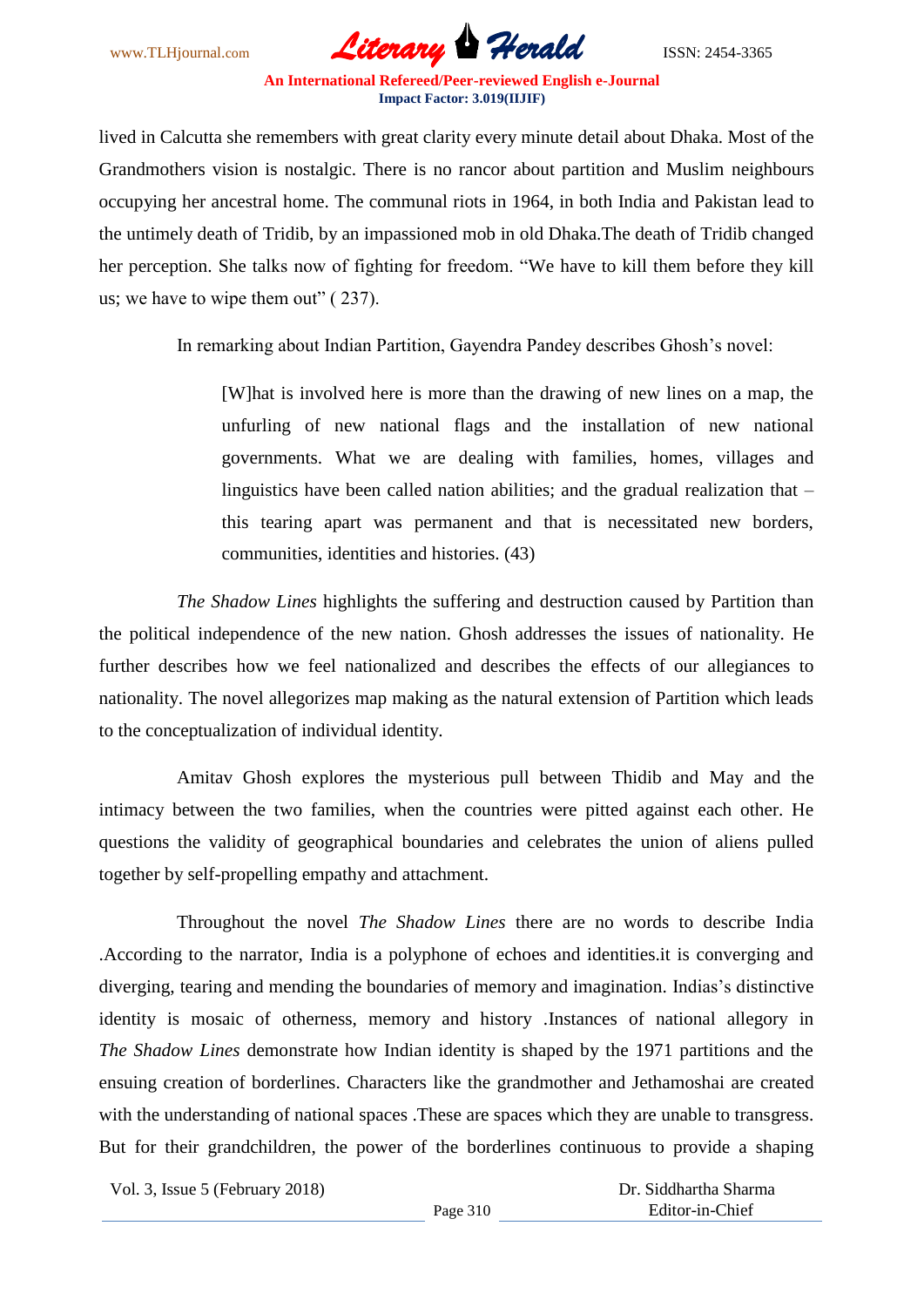lived in Calcutta she remembers with great clarity every minute detail about Dhaka. Most of the Grandmothers vision is nostalgic. There is no rancor about partition and Muslim neighbours occupying her ancestral home. The communal riots in 1964, in both India and Pakistan lead to the untimely death of Tridib, by an impassioned mob in old Dhaka.The death of Tridib changed her perception. She talks now of fighting for freedom. "We have to kill them before they kill us; we have to wipe them out" ( 237).

In remarking about Indian Partition, Gayendra Pandey describes Ghosh's novel:

> [W]hat is involved here is more than the drawing of new lines on a map, the unfurling of new national flags and the installation of new national governments. What we are dealing with families, homes, villages and linguistics have been called nation abilities; and the gradual realization that – this tearing apart was permanent and that is necessitated new borders, communities, identities and histories. (43)

*The Shadow Lines* highlights the suffering and destruction caused by Partition than the political independence of the new nation. Ghosh addresses the issues of nationality. He further describes how we feel nationalized and describes the effects of our allegiances to nationality. The novel allegorizes map making as the natural extension of Partition which leads to the conceptualization of individual identity.

Amitav Ghosh explores the mysterious pull between Thidib and May and the intimacy between the two families, when the countries were pitted against each other. He questions the validity of geographical boundaries and celebrates the union of aliens pulled together by self-propelling empathy and attachment.

Throughout the novel *The Shadow Lines* there are no words to describe India .According to the narrator, India is a polyphone of echoes and identities.it is converging and diverging, tearing and mending the boundaries of memory and imagination. Indias's distinctive identity is mosaic of otherness, memory and history .Instances of national allegory in *The Shadow Lines* demonstrate how Indian identity is shaped by the 1971 partitions and the ensuing creation of borderlines. Characters like the grandmother and Jethamoshai are created with the understanding of national spaces .These are spaces which they are unable to transgress. But for their grandchildren, the power of the borderlines continuous to provide a shaping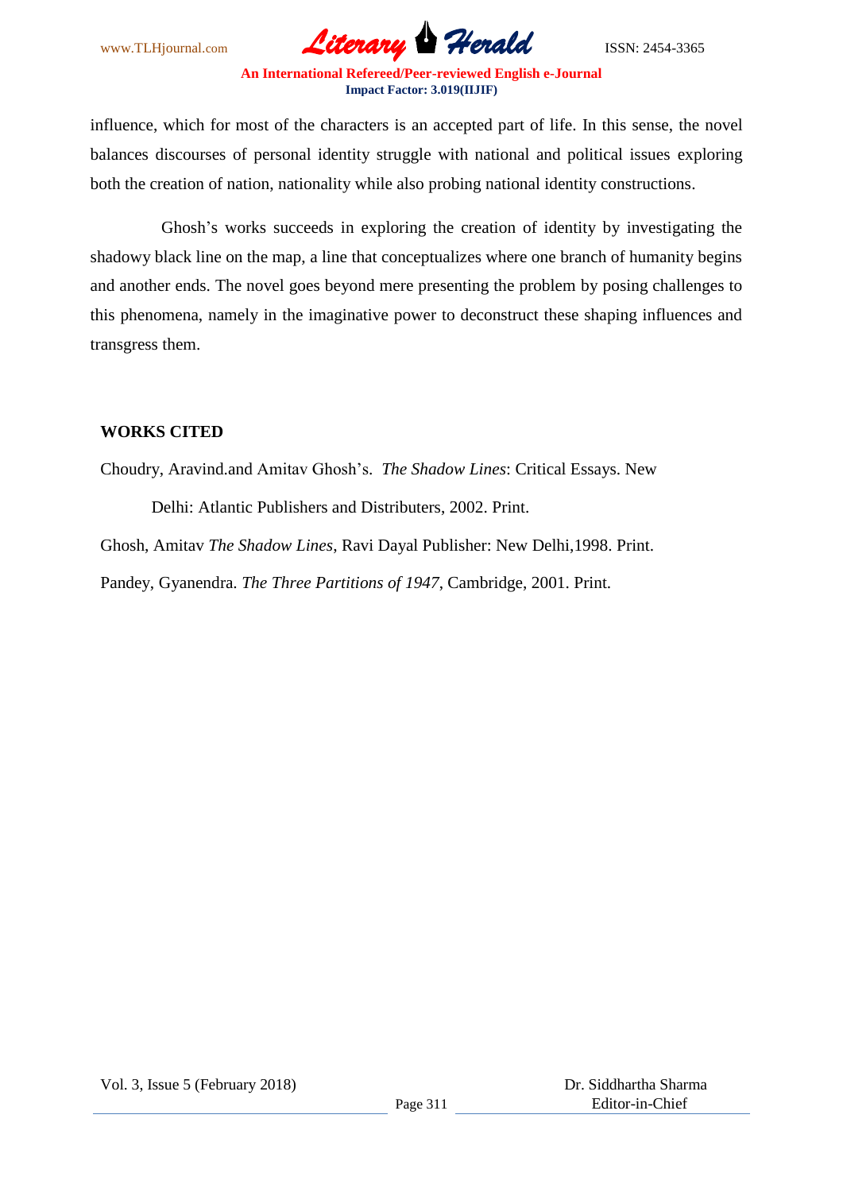influence, which for most of the characters is an accepted part of life. In this sense, the novel balances discourses of personal identity struggle with national and political issues exploring both the creation of nation, nationality while also probing national identity constructions.

Ghosh's works succeeds in exploring the creation of identity by investigating the shadowy black line on the map, a line that conceptualizes where one branch of humanity begins and another ends. The novel goes beyond mere presenting the problem by posing challenges to this phenomena, namely in the imaginative power to deconstruct these shaping influences and transgress them.

## WORKS CITED

Choudry, Aravind.and Amitav Ghosh's. *The Shadow Lines*: Critical Essays. New Delhi: Atlantic Publishers and Distributers, 2002. Print.

Ghosh, Amitav *The Shadow Lines*, Ravi Dayal Publisher: New Delhi,1998. Print.

Pandey, Gyanendra. *The Three Partitions of 1947*, Cambridge, 2001. Print.